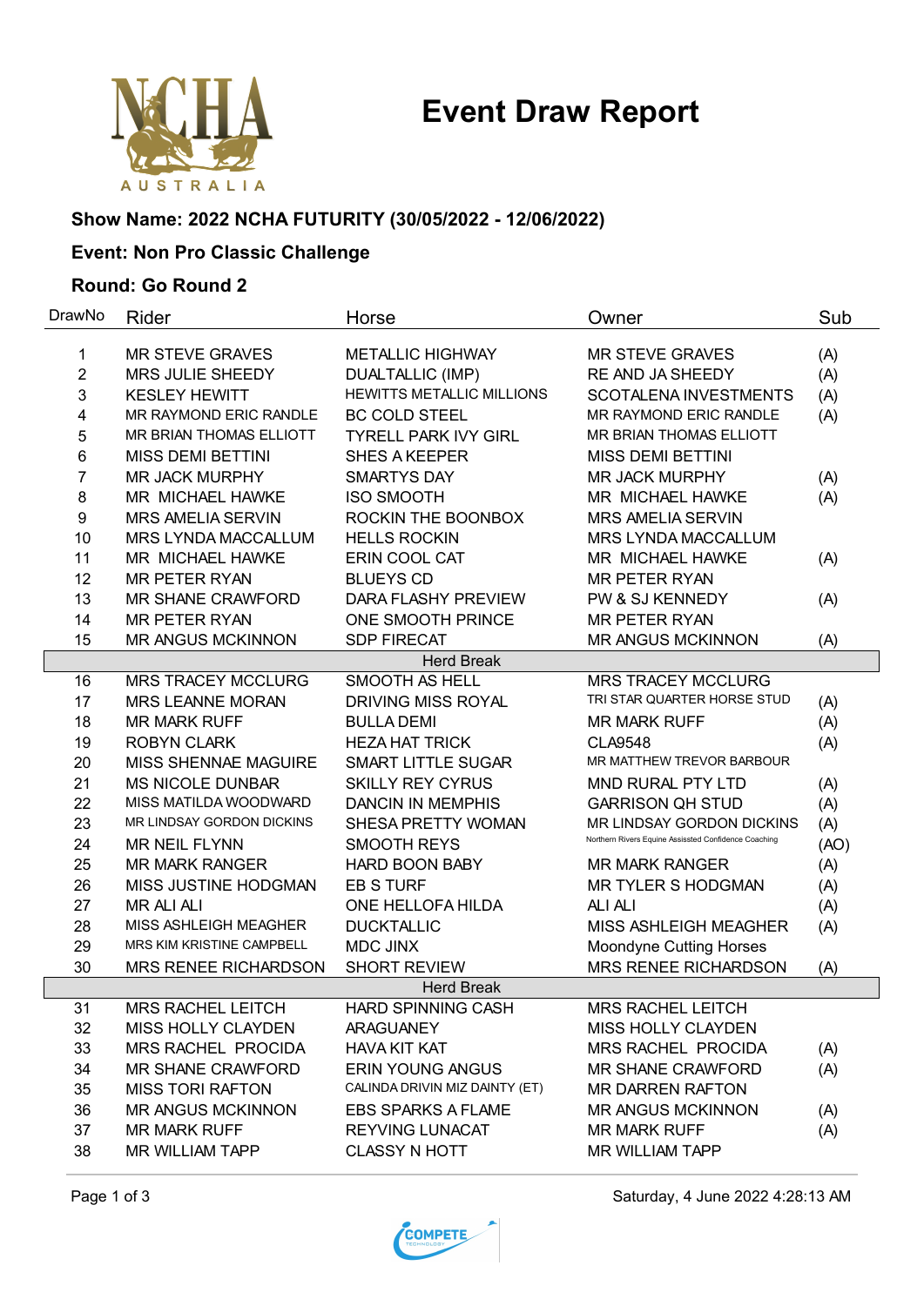# Event Draw Report

**Show Name: 2022 NCHA FUTURITY (30/05/2022 - 12/06/2022)**

**Event: Non Pro Classic Challenge**

**Round: Go Round 2**

| DrawNo | Rider | Horse | Owner | Sub |
|---|---|---|---|---|
| 1 | MR STEVE GRAVES | METALLIC HIGHWAY | MR STEVE GRAVES | (A) |
| 2 | MRS JULIE SHEEDY | DUALTALLIC (IMP) | RE AND JA SHEEDY | (A) |
| 3 | KESLEY HEWITT | HEWITTS METALLIC MILLIONS | SCOTALENA INVESTMENTS | (A) |
| 4 | MR RAYMOND ERIC RANDLE | BC COLD STEEL | MR RAYMOND ERIC RANDLE | (A) |
| 5 | MR BRIAN THOMAS ELLIOTT | TYRELL PARK IVY GIRL | MR BRIAN THOMAS ELLIOTT | |
| 6 | MISS DEMI BETTINI | SHES A KEEPER | MISS DEMI BETTINI | |
| 7 | MR JACK MURPHY | SMARTYS DAY | MR JACK MURPHY | (A) |
| 8 | MR MICHAEL HAWKE | ISO SMOOTH | MR MICHAEL HAWKE | (A) |
| 9 | MRS AMELIA SERVIN | ROCKIN THE BOONBOX | MRS AMELIA SERVIN | |
| 10 | MRS LYNDA MACCALLUM | HELLS ROCKIN | MRS LYNDA MACCALLUM | |
| 11 | MR MICHAEL HAWKE | ERIN COOL CAT | MR MICHAEL HAWKE | (A) |
| 12 | MR PETER RYAN | BLUEYS CD | MR PETER RYAN | |
| 13 | MR SHANE CRAWFORD | DARA FLASHY PREVIEW | PW & SJ KENNEDY | (A) |
| 14 | MR PETER RYAN | ONE SMOOTH PRINCE | MR PETER RYAN | |
| 15 | MR ANGUS MCKINNON | SDP FIRECAT | MR ANGUS MCKINNON | (A) |
| | | Herd Break | | |
| 16 | MRS TRACEY MCCLURG | SMOOTH AS HELL | MRS TRACEY MCCLURG | |
| 17 | MRS LEANNE MORAN | DRIVING MISS ROYAL | TRI STAR QUARTER HORSE STUD | (A) |
| 18 | MR MARK RUFF | BULLA DEMI | MR MARK RUFF | (A) |
| 19 | ROBYN CLARK | HEZA HAT TRICK | CLA9548 | (A) |
| 20 | MISS SHENNAE MAGUIRE | SMART LITTLE SUGAR | MR MATTHEW TREVOR BARBOUR | |
| 21 | MS NICOLE DUNBAR | SKILLY REY CYRUS | MND RURAL PTY LTD | (A) |
| 22 | MISS MATILDA WOODWARD | DANCIN IN MEMPHIS | GARRISON QH STUD | (A) |
| 23 | MR LINDSAY GORDON DICKINS | SHESA PRETTY WOMAN | MR LINDSAY GORDON DICKINS | (A) |
| 24 | MR NEIL FLYNN | SMOOTH REYS | Northern Rivers Equine Assissted Confidence Coaching | (AO) |
| 25 | MR MARK RANGER | HARD BOON BABY | MR MARK RANGER | (A) |
| 26 | MISS JUSTINE HODGMAN | EB S TURF | MR TYLER S HODGMAN | (A) |
| 27 | MR ALI ALI | ONE HELLOFA HILDA | ALI ALI | (A) |
| 28 | MISS ASHLEIGH MEAGHER | DUCKTALLIC | MISS ASHLEIGH MEAGHER | (A) |
| 29 | MRS KIM KRISTINE CAMPBELL | MDC JINX | Moondyne Cutting Horses | |
| 30 | MRS RENEE RICHARDSON | SHORT REVIEW | MRS RENEE RICHARDSON | (A) |
| | | Herd Break | | |
| 31 | MRS RACHEL LEITCH | HARD SPINNING CASH | MRS RACHEL LEITCH | |
| 32 | MISS HOLLY CLAYDEN | ARAGUANEY | MISS HOLLY CLAYDEN | |
| 33 | MRS RACHEL PROCIDA | HAVA KIT KAT | MRS RACHEL PROCIDA | (A) |
| 34 | MR SHANE CRAWFORD | ERIN YOUNG ANGUS | MR SHANE CRAWFORD | (A) |
| 35 | MISS TORI RAFTON | CALINDA DRIVIN MIZ DAINTY (ET) | MR DARREN RAFTON | |
| 36 | MR ANGUS MCKINNON | EBS SPARKS A FLAME | MR ANGUS MCKINNON | (A) |
| 37 | MR MARK RUFF | REYVING LUNACAT | MR MARK RUFF | (A) |
| 38 | MR WILLIAM TAPP | CLASSY N HOTT | MR WILLIAM TAPP | |

Saturday, 4 June 2022 4:28:13 AM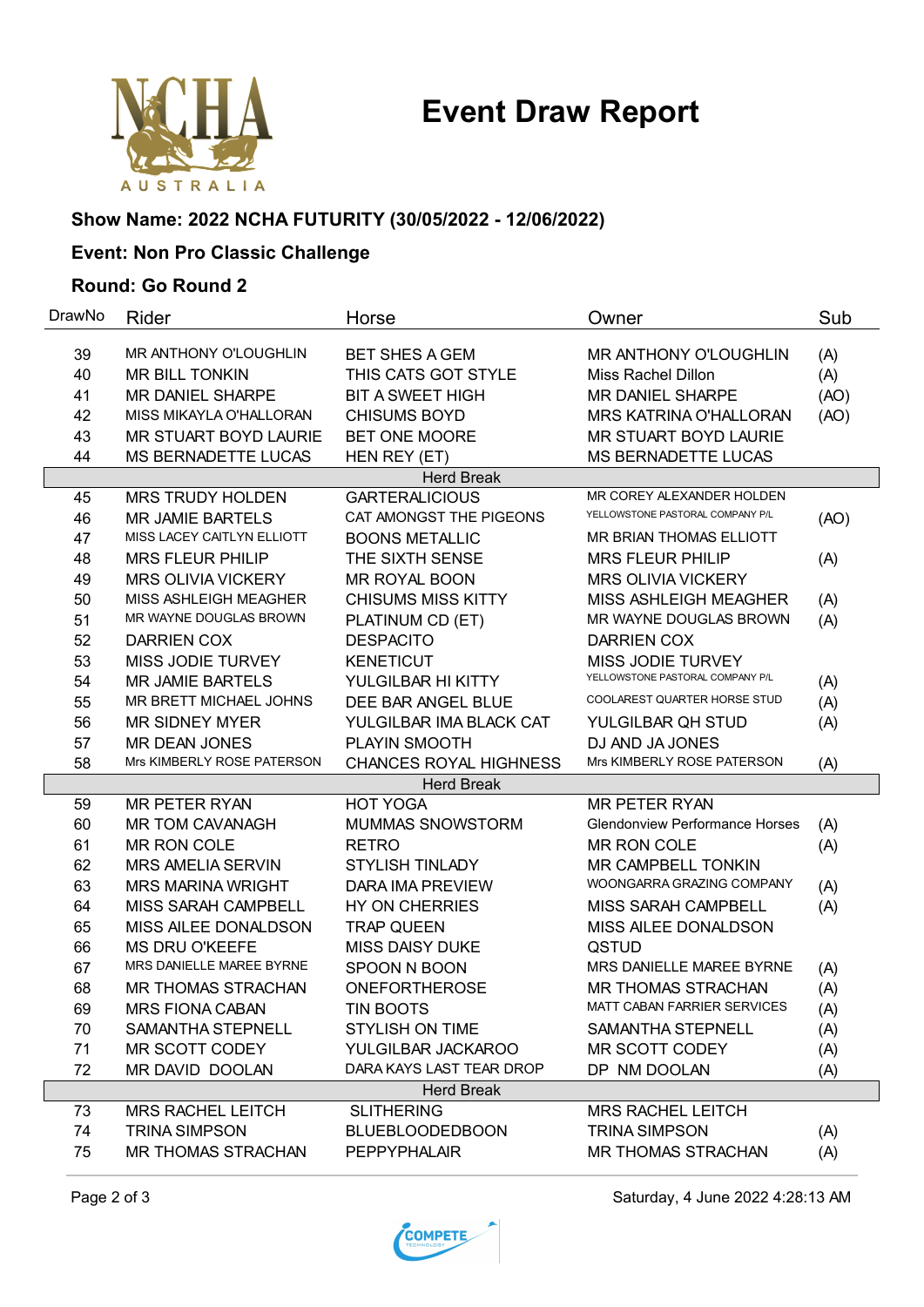# Event Draw Report

### Show Name: 2022 NCHA FUTURITY (30/05/2022 - 12/06/2022)

### Event: Non Pro Classic Challenge

### Round: Go Round 2

| DrawNo | Rider | Horse | Owner | Sub |
|---|---|---|---|---|
| 39 | MR ANTHONY O'LOUGHLIN | BET SHES A GEM | MR ANTHONY O'LOUGHLIN | (A) |
| 40 | MR BILL TONKIN | THIS CATS GOT STYLE | Miss Rachel Dillon | (A) |
| 41 | MR DANIEL SHARPE | BIT A SWEET HIGH | MR DANIEL SHARPE | (AO) |
| 42 | MISS MIKAYLA O'HALLORAN | CHISUMS BOYD | MRS KATRINA O'HALLORAN | (AO) |
| 43 | MR STUART BOYD LAURIE | BET ONE MOORE | MR STUART BOYD LAURIE | |
| 44 | MS BERNADETTE LUCAS | HEN REY (ET) | MS BERNADETTE LUCAS | |
| | | Herd Break | | |
| 45 | MRS TRUDY HOLDEN | GARTERALICIOUS | MR COREY ALEXANDER HOLDEN | |
| 46 | MR JAMIE BARTELS | CAT AMONGST THE PIGEONS | YELLOWSTONE PASTORAL COMPANY P/L | (AO) |
| 47 | MISS LACEY CAITLYN ELLIOTT | BOONS METALLIC | MR BRIAN THOMAS ELLIOTT | |
| 48 | MRS FLEUR PHILIP | THE SIXTH SENSE | MRS FLEUR PHILIP | (A) |
| 49 | MRS OLIVIA VICKERY | MR ROYAL BOON | MRS OLIVIA VICKERY | |
| 50 | MISS ASHLEIGH MEAGHER | CHISUMS MISS KITTY | MISS ASHLEIGH MEAGHER | (A) |
| 51 | MR WAYNE DOUGLAS BROWN | PLATINUM CD (ET) | MR WAYNE DOUGLAS BROWN | (A) |
| 52 | DARRIEN COX | DESPACITO | DARRIEN COX | |
| 53 | MISS JODIE TURVEY | KENETICUT | MISS JODIE TURVEY | |
| 54 | MR JAMIE BARTELS | YULGILBAR HI KITTY | YELLOWSTONE PASTORAL COMPANY P/L | (A) |
| 55 | MR BRETT MICHAEL JOHNS | DEE BAR ANGEL BLUE | COOLAREST QUARTER HORSE STUD | (A) |
| 56 | MR SIDNEY MYER | YULGILBAR IMA BLACK CAT | YULGILBAR QH STUD | (A) |
| 57 | MR DEAN JONES | PLAYIN SMOOTH | DJ AND JA JONES | |
| 58 | Mrs KIMBERLY ROSE PATERSON | CHANCES ROYAL HIGHNESS | Mrs KIMBERLY ROSE PATERSON | (A) |
| | | Herd Break | | |
| 59 | MR PETER RYAN | HOT YOGA | MR PETER RYAN | |
| 60 | MR TOM CAVANAGH | MUMMAS SNOWSTORM | Glendonview Performance Horses | (A) |
| 61 | MR RON COLE | RETRO | MR RON COLE | (A) |
| 62 | MRS AMELIA SERVIN | STYLISH TINLADY | MR CAMPBELL TONKIN | |
| 63 | MRS MARINA WRIGHT | DARA IMA PREVIEW | WOONGARRA GRAZING COMPANY | (A) |
| 64 | MISS SARAH CAMPBELL | HY ON CHERRIES | MISS SARAH CAMPBELL | (A) |
| 65 | MISS AILEE DONALDSON | TRAP QUEEN | MISS AILEE DONALDSON | |
| 66 | MS DRU O'KEEFE | MISS DAISY DUKE | QSTUD | |
| 67 | MRS DANIELLE MAREE BYRNE | SPOON N BOON | MRS DANIELLE MAREE BYRNE | (A) |
| 68 | MR THOMAS STRACHAN | ONEFORTHEROSE | MR THOMAS STRACHAN | (A) |
| 69 | MRS FIONA CABAN | TIN BOOTS | MATT CABAN FARRIER SERVICES | (A) |
| 70 | SAMANTHA STEPNELL | STYLISH ON TIME | SAMANTHA STEPNELL | (A) |
| 71 | MR SCOTT CODEY | YULGILBAR JACKAROO | MR SCOTT CODEY | (A) |
| 72 | MR DAVID DOOLAN | DARA KAYS LAST TEAR DROP | DP NM DOOLAN | (A) |
| | | Herd Break | | |
| 73 | MRS RACHEL LEITCH | SLITHERING | MRS RACHEL LEITCH | |
| 74 | TRINA SIMPSON | BLUEBLOODEDBOON | TRINA SIMPSON | (A) |
| 75 | MR THOMAS STRACHAN | PEPPYPHALAIR | MR THOMAS STRACHAN | (A) |

Saturday, 4 June 2022 4:28:13 AM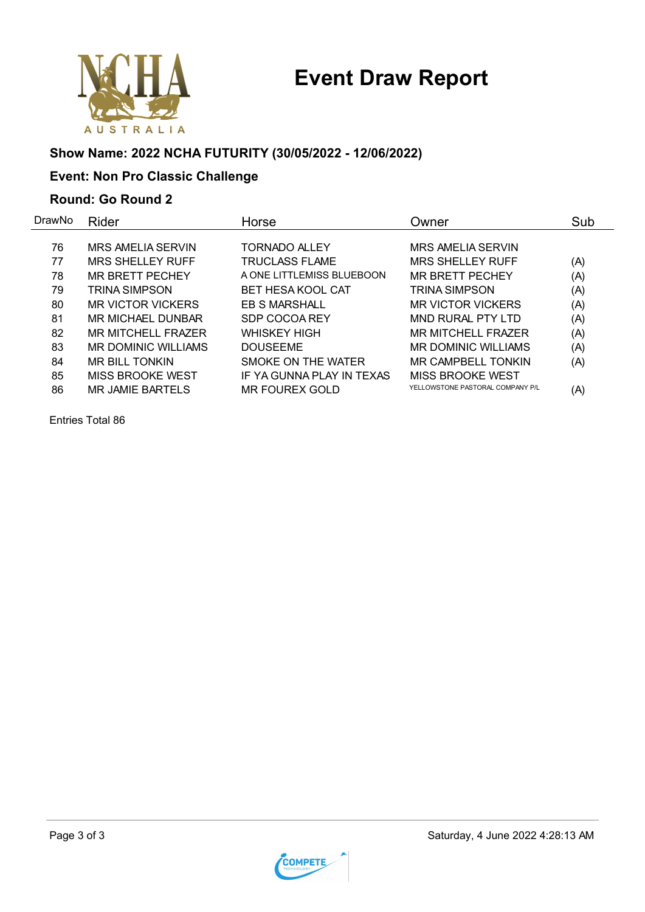# Event Draw Report

### Show Name: 2022 NCHA FUTURITY (30/05/2022 - 12/06/2022)

### Event: Non Pro Classic Challenge

### Round: Go Round 2

| DrawNo | Rider | Horse | Owner | Sub |
|---|---|---|---|---|
| 76 | MRS AMELIA SERVIN | TORNADO ALLEY | MRS AMELIA SERVIN | |
| 77 | MRS SHELLEY RUFF | TRUCLASS FLAME | MRS SHELLEY RUFF | (A) |
| 78 | MR BRETT PECHEY | A ONE LITTLEMISS BLUEBOON | MR BRETT PECHEY | (A) |
| 79 | TRINA SIMPSON | BET HESA KOOL CAT | TRINA SIMPSON | (A) |
| 80 | MR VICTOR VICKERS | EB S MARSHALL | MR VICTOR VICKERS | (A) |
| 81 | MR MICHAEL DUNBAR | SDP COCOA REY | MND RURAL PTY LTD | (A) |
| 82 | MR MITCHELL FRAZER | WHISKEY HIGH | MR MITCHELL FRAZER | (A) |
| 83 | MR DOMINIC WILLIAMS | DOUSEEME | MR DOMINIC WILLIAMS | (A) |
| 84 | MR BILL TONKIN | SMOKE ON THE WATER | MR CAMPBELL TONKIN | (A) |
| 85 | MISS BROOKE WEST | IF YA GUNNA PLAY IN TEXAS | MISS BROOKE WEST | |
| 86 | MR JAMIE BARTELS | MR FOUREX GOLD | YELLOWSTONE PASTORAL COMPANY P/L | (A) |

Entries Total 86

Saturday, 4 June 2022 4:28:13 AM